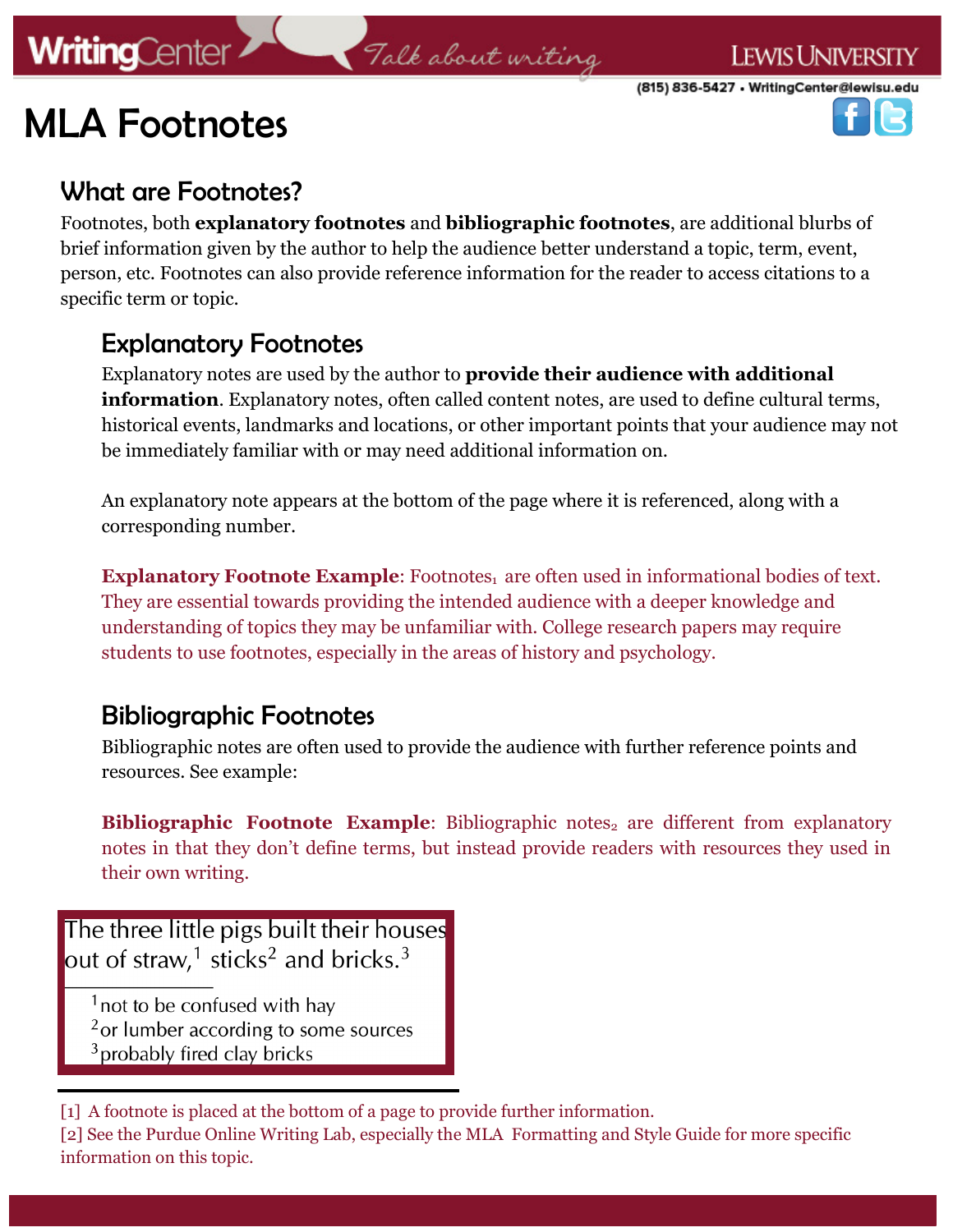# MLA Footnotes

## What are Footnotes?

Footnotes, both **explanatory footnotes** and **bibliographic footnotes**, are additional blurbs of brief information given by the author to help the audience better understand a topic, term, event, person, etc. Footnotes can also provide reference information for the reader to access citations to a specific term or topic.

### Explanatory Footnotes

Explanatory notes are used by the author to **provide their audience with additional information**. Explanatory notes, often called content notes, are used to define cultural terms, historical events, landmarks and locations, or other important points that your audience may not be immediately familiar with or may need additional information on.

An explanatory note appears at the bottom of the page where it is referenced, along with a corresponding number.

**Explanatory Footnote Example**: Footnotes[1] are often used in informational bodies of text. They are essential towards providing the intended audience with a deeper knowledge and understanding of topics they may be unfamiliar with. College research papers may require students to use footnotes, especially in the areas of history and psychology.

### Bibliographic Footnotes

Bibliographic notes are often used to provide the audience with further reference points and resources. See example:

**Bibliographic Footnote Example**: Bibliographic notes[2] are different from explanatory notes in that they don't define terms, but instead provide readers with resources they used in their own writing.

> The three little pigs built their houses out of straw,[1] sticks[2] and bricks.[3]
>
> ---
>
> [1] not to be confused with hay
> [2] or lumber according to some sources
> [3] probably fired clay bricks

---

[1] A footnote is placed at the bottom of a page to provide further information.
[2] See the Purdue Online Writing Lab, especially the MLA Formatting and Style Guide for more specific information on this topic.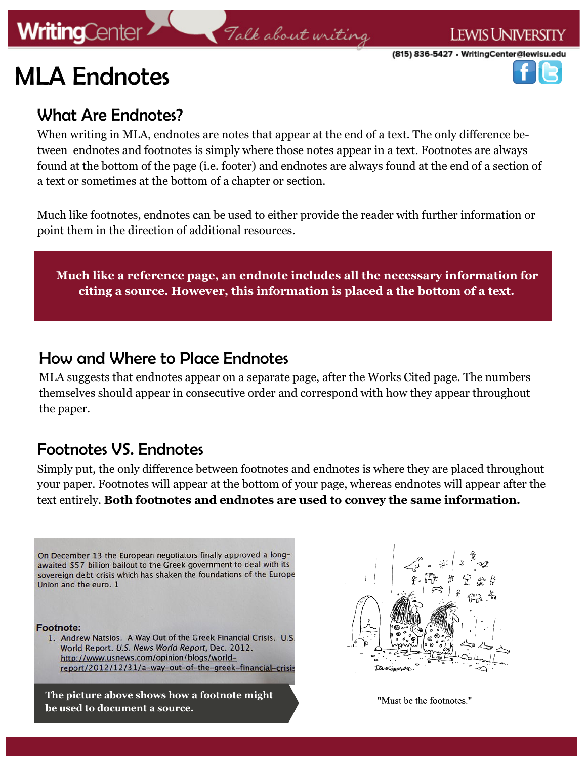# MLA Endnotes

## What Are Endnotes?

When writing in MLA, endnotes are notes that appear at the end of a text. The only difference between endnotes and footnotes is simply where those notes appear in a text. Footnotes are always found at the bottom of the page (i.e. footer) and endnotes are always found at the end of a section of a text or sometimes at the bottom of a chapter or section.

Much like footnotes, endnotes can be used to either provide the reader with further information or point them in the direction of additional resources.

**Much like a reference page, an endnote includes all the necessary information for citing a source. However, this information is placed a the bottom of a text.**

## How and Where to Place Endnotes

MLA suggests that endnotes appear on a separate page, after the Works Cited page. The numbers themselves should appear in consecutive order and correspond with how they appear throughout the paper.

## Footnotes VS. Endnotes

Simply put, the only difference between footnotes and endnotes is where they are placed throughout your paper. Footnotes will appear at the bottom of your page, whereas endnotes will appear after the text entirely. **Both footnotes and endnotes are used to convey the same information.**

On December 13 the European negotiators finally approved a long-awaited $57 billion bailout to the Greek government to deal with its sovereign debt crisis which has shaken the foundations of the Europe Union and the euro. 1

**Footnote:**

1. Andrew Natsios. A Way Out of the Greek Financial Crisis. U.S. World Report. *U.S. News World Report*, Dec. 2012. http://www.usnews.com/opinion/blogs/world-report/2012/12/31/a-way-out-of-the-greek-financial-crisis

**The picture above shows how a footnote might be used to document a source.**

"Must be the footnotes."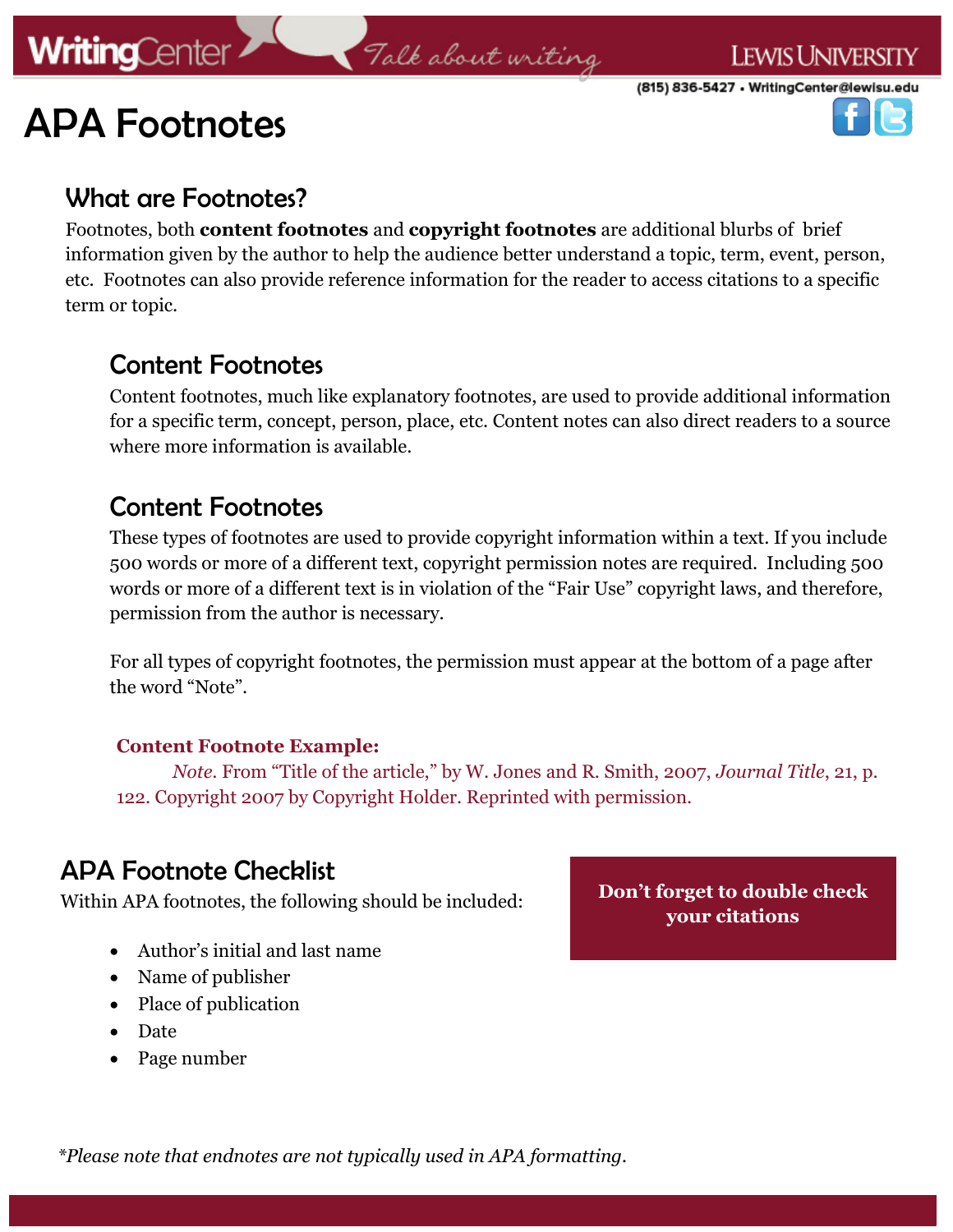# APA Footnotes

## What are Footnotes?

Footnotes, both **content footnotes** and **copyright footnotes** are additional blurbs of brief information given by the author to help the audience better understand a topic, term, event, person, etc. Footnotes can also provide reference information for the reader to access citations to a specific term or topic.

### Content Footnotes

Content footnotes, much like explanatory footnotes, are used to provide additional information for a specific term, concept, person, place, etc. Content notes can also direct readers to a source where more information is available.

### Content Footnotes

These types of footnotes are used to provide copyright information within a text. If you include 500 words or more of a different text, copyright permission notes are required. Including 500 words or more of a different text is in violation of the "Fair Use" copyright laws, and therefore, permission from the author is necessary.

For all types of copyright footnotes, the permission must appear at the bottom of a page after the word "Note".

**Content Footnote Example:**

*Note.* From "Title of the article," by W. Jones and R. Smith, 2007, *Journal Title*, 21, p. 122. Copyright 2007 by Copyright Holder. Reprinted with permission.

## APA Footnote Checklist

Within APA footnotes, the following should be included:

- Author's initial and last name
- Name of publisher
- Place of publication
- Date
- Page number

**Don't forget to double check your citations**

**Please note that endnotes are not typically used in APA formatting.*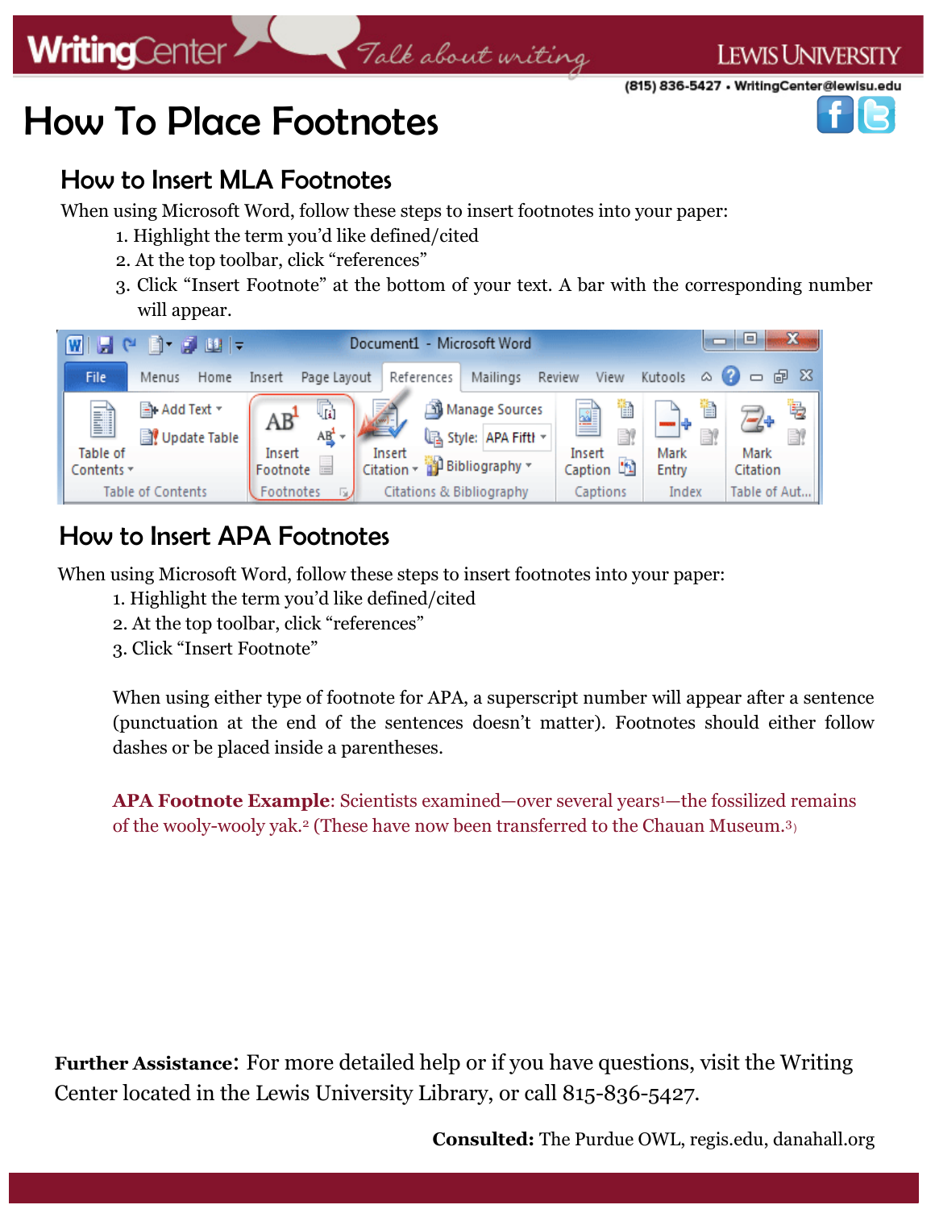# How To Place Footnotes

## How to Insert MLA Footnotes

When using Microsoft Word, follow these steps to insert footnotes into your paper:

1. Highlight the term you'd like defined/cited
2. At the top toolbar, click "references"
3. Click "Insert Footnote" at the bottom of your text. A bar with the corresponding number will appear.

## How to Insert APA Footnotes

When using Microsoft Word, follow these steps to insert footnotes into your paper:

1. Highlight the term you'd like defined/cited
2. At the top toolbar, click "references"
3. Click "Insert Footnote"

When using either type of footnote for APA, a superscript number will appear after a sentence (punctuation at the end of the sentences doesn't matter). Footnotes should either follow dashes or be placed inside a parentheses.

**APA Footnote Example**: Scientists examined—over several years[1]—the fossilized remains of the wooly-wooly yak.[2] (These have now been transferred to the Chauan Museum.[3])

**Further Assistance**: For more detailed help or if you have questions, visit the Writing Center located in the Lewis University Library, or call 815-836-5427.

**Consulted:** The Purdue OWL, regis.edu, danahall.org